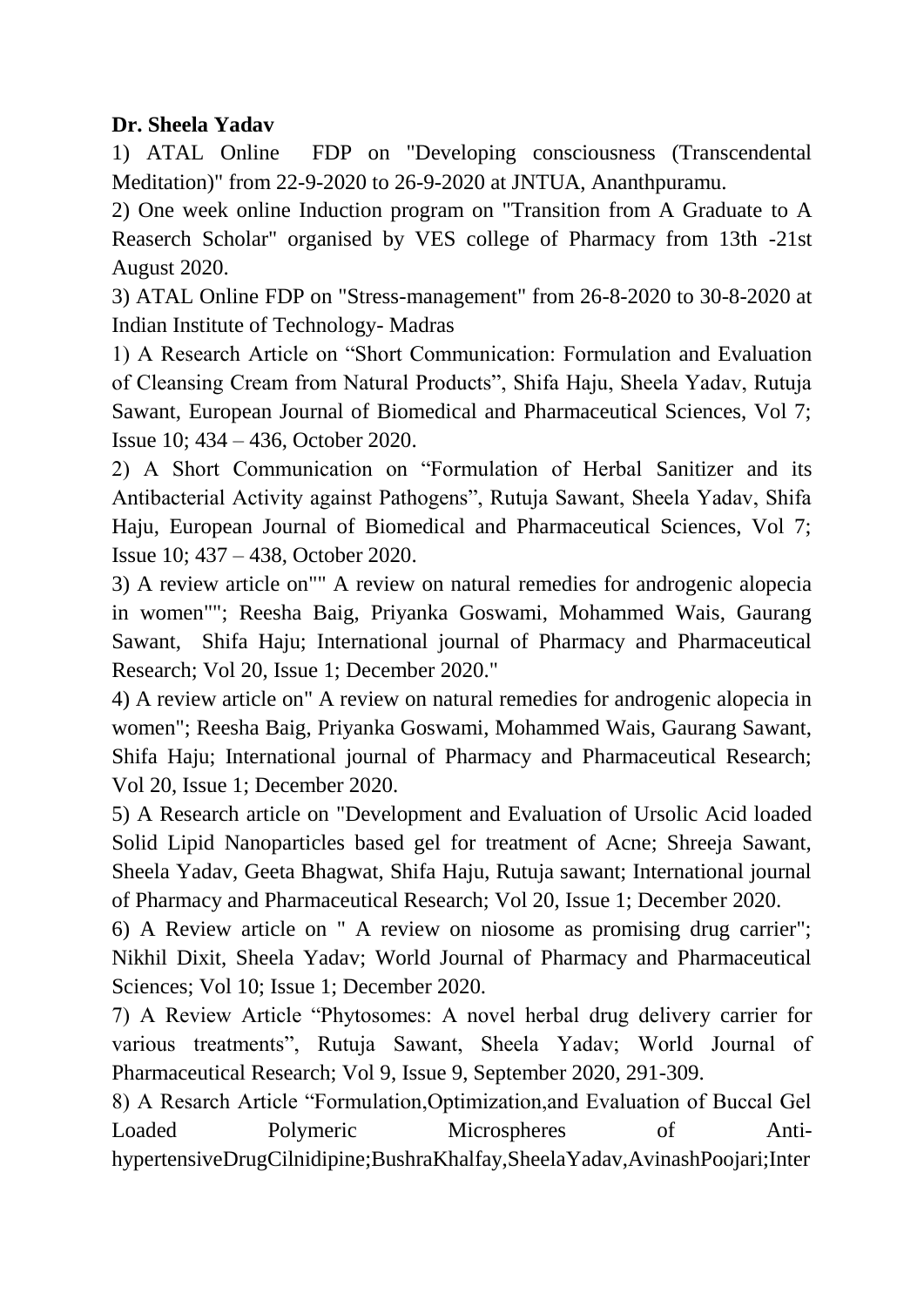**Dr. Sheela Yadav**

1) ATAL Online FDP on "Developing consciousness (Transcendental Meditation)" from 22-9-2020 to 26-9-2020 at JNTUA, Ananthpuramu.

2) One week online Induction program on "Transition from A Graduate to A Reaserch Scholar" organised by VES college of Pharmacy from 13th -21st August 2020.

3) ATAL Online FDP on "Stress-management" from 26-8-2020 to 30-8-2020 at Indian Institute of Technology- Madras

1) A Research Article on “Short Communication: Formulation and Evaluation of Cleansing Cream from Natural Products”, Shifa Haju, Sheela Yadav, Rutuja Sawant, European Journal of Biomedical and Pharmaceutical Sciences, Vol 7; Issue 10; 434 – 436, October 2020.

2) A Short Communication on “Formulation of Herbal Sanitizer and its Antibacterial Activity against Pathogens”, Rutuja Sawant, Sheela Yadav, Shifa Haju, European Journal of Biomedical and Pharmaceutical Sciences, Vol 7; Issue 10; 437 – 438, October 2020.

3) A review article on"" A review on natural remedies for androgenic alopecia in women""; Reesha Baig, Priyanka Goswami, Mohammed Wais, Gaurang Sawant, Shifa Haju; International journal of Pharmacy and Pharmaceutical Research; Vol 20, Issue 1; December 2020."

4) A review article on" A review on natural remedies for androgenic alopecia in women"; Reesha Baig, Priyanka Goswami, Mohammed Wais, Gaurang Sawant, Shifa Haju; International journal of Pharmacy and Pharmaceutical Research; Vol 20, Issue 1; December 2020.

5) A Research article on "Development and Evaluation of Ursolic Acid loaded Solid Lipid Nanoparticles based gel for treatment of Acne; Shreeja Sawant, Sheela Yadav, Geeta Bhagwat, Shifa Haju, Rutuja sawant; International journal of Pharmacy and Pharmaceutical Research; Vol 20, Issue 1; December 2020.

6) A Review article on " A review on niosome as promising drug carrier"; Nikhil Dixit, Sheela Yadav; World Journal of Pharmacy and Pharmaceutical Sciences; Vol 10; Issue 1; December 2020.

7) A Review Article “Phytosomes: A novel herbal drug delivery carrier for various treatments”, Rutuja Sawant, Sheela Yadav; World Journal of Pharmaceutical Research; Vol 9, Issue 9, September 2020, 291-309.

8) A Resarch Article “Formulation,Optimization,and Evaluation of Buccal Gel Loaded Polymeric Microspheres of Anti-hypertensiveDrugCilnidipine;BushraKhalfay,SheelaYadav,AvinashPoojari;Inter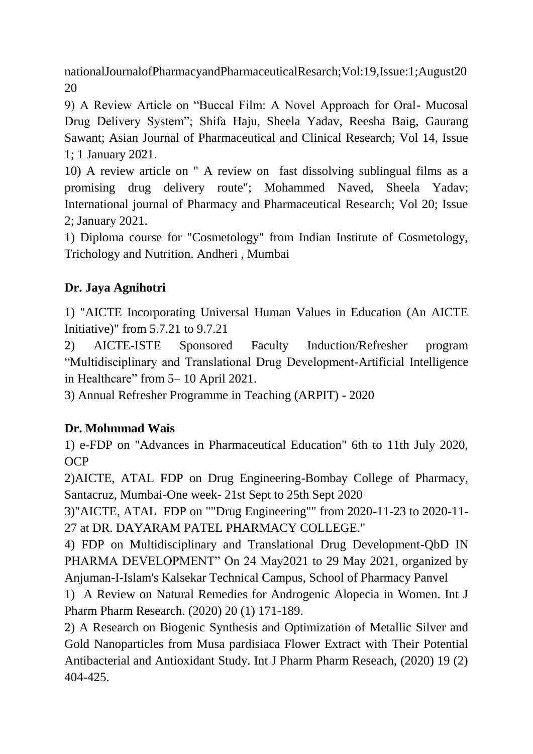nationalJournalofPharmacyandPharmaceuticalResarch;Vol:19,Issue:1;August2020

9) A Review Article on "Buccal Film: A Novel Approach for Oral- Mucosal Drug Delivery System"; Shifa Haju, Sheela Yadav, Reesha Baig, Gaurang Sawant; Asian Journal of Pharmaceutical and Clinical Research; Vol 14, Issue 1; 1 January 2021.

10) A review article on " A review on fast dissolving sublingual films as a promising drug delivery route"; Mohammed Naved, Sheela Yadav; International journal of Pharmacy and Pharmaceutical Research; Vol 20; Issue 2; January 2021.

1) Diploma course for "Cosmetology" from Indian Institute of Cosmetology, Trichology and Nutrition. Andheri , Mumbai

**Dr. Jaya Agnihotri**

1) "AICTE Incorporating Universal Human Values in Education (An AICTE Initiative)" from 5.7.21 to 9.7.21

2) AICTE-ISTE Sponsored Faculty Induction/Refresher program "Multidisciplinary and Translational Drug Development-Artificial Intelligence in Healthcare" from 5– 10 April 2021.

3) Annual Refresher Programme in Teaching (ARPIT) - 2020

**Dr. Mohmmad Wais**

1) e-FDP on "Advances in Pharmaceutical Education" 6th to 11th July 2020, OCP

2)AICTE, ATAL FDP on Drug Engineering-Bombay College of Pharmacy, Santacruz, Mumbai-One week- 21st Sept to 25th Sept 2020

3)"AICTE, ATAL FDP on ""Drug Engineering"" from 2020-11-23 to 2020-11-27 at DR. DAYARAM PATEL PHARMACY COLLEGE."

4) FDP on Multidisciplinary and Translational Drug Development-QbD IN PHARMA DEVELOPMENT" On 24 May2021 to 29 May 2021, organized by Anjuman-I-Islam's Kalsekar Technical Campus, School of Pharmacy Panvel

1) A Review on Natural Remedies for Androgenic Alopecia in Women. Int J Pharm Pharm Research. (2020) 20 (1) 171-189.

2) A Research on Biogenic Synthesis and Optimization of Metallic Silver and Gold Nanoparticles from Musa pardisiaca Flower Extract with Their Potential Antibacterial and Antioxidant Study. Int J Pharm Pharm Reseach, (2020) 19 (2) 404-425.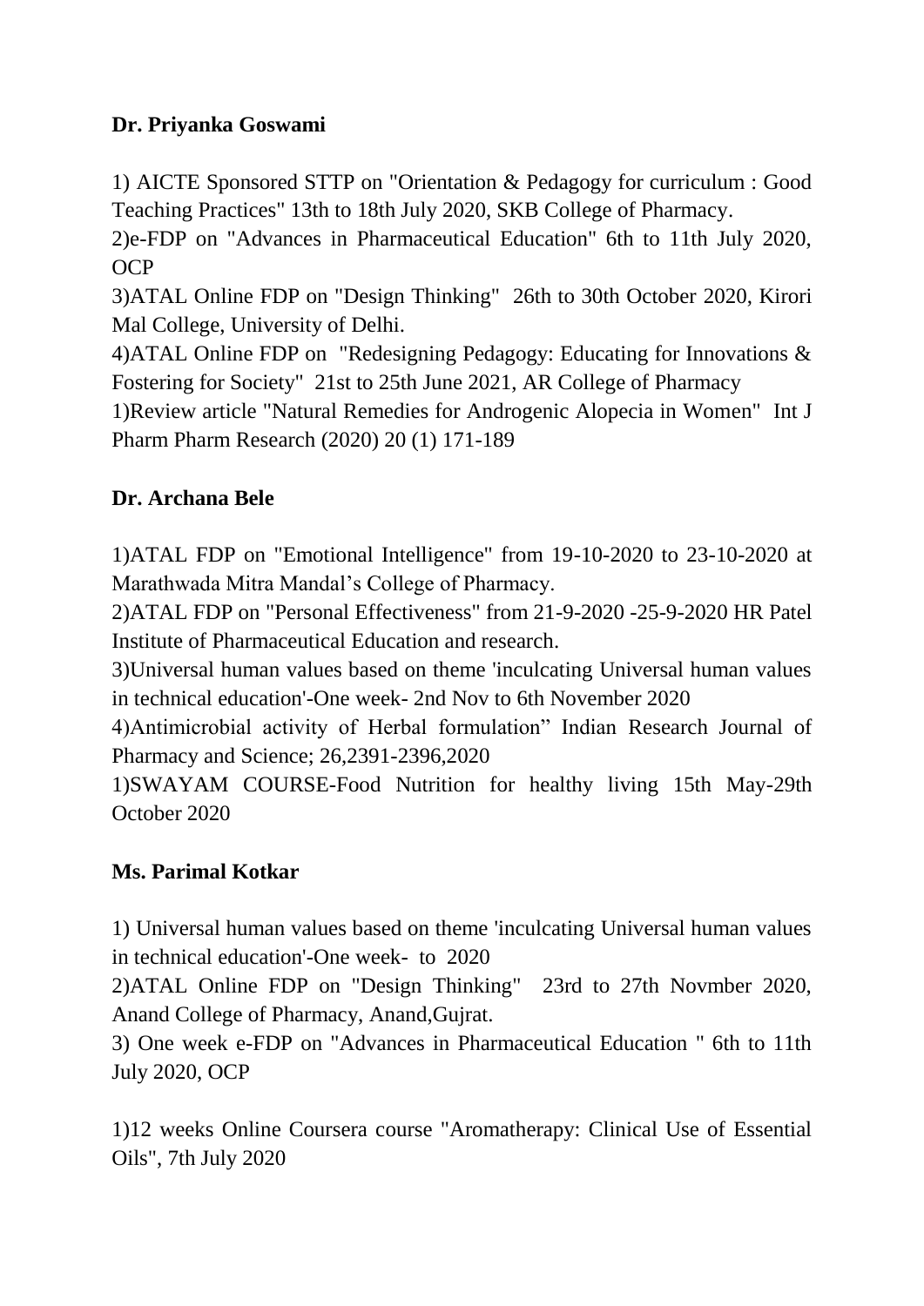**Dr. Priyanka Goswami**

1) AICTE Sponsored STTP on "Orientation & Pedagogy for curriculum : Good Teaching Practices" 13th to 18th July 2020, SKB College of Pharmacy.
2)e-FDP on "Advances in Pharmaceutical Education" 6th to 11th July 2020, OCP
3)ATAL Online FDP on "Design Thinking" 26th to 30th October 2020, Kirori Mal College, University of Delhi.
4)ATAL Online FDP on "Redesigning Pedagogy: Educating for Innovations & Fostering for Society" 21st to 25th June 2021, AR College of Pharmacy
1)Review article "Natural Remedies for Androgenic Alopecia in Women" Int J Pharm Pharm Research (2020) 20 (1) 171-189

**Dr. Archana Bele**

1)ATAL FDP on "Emotional Intelligence" from 19-10-2020 to 23-10-2020 at Marathwada Mitra Mandal's College of Pharmacy.
2)ATAL FDP on "Personal Effectiveness" from 21-9-2020 -25-9-2020 HR Patel Institute of Pharmaceutical Education and research.
3)Universal human values based on theme 'inculcating Universal human values in technical education'-One week- 2nd Nov to 6th November 2020
4)Antimicrobial activity of Herbal formulation" Indian Research Journal of Pharmacy and Science; 26,2391-2396,2020
1)SWAYAM COURSE-Food Nutrition for healthy living 15th May-29th October 2020

**Ms. Parimal Kotkar**

1) Universal human values based on theme 'inculcating Universal human values in technical education'-One week- to 2020
2)ATAL Online FDP on "Design Thinking" 23rd to 27th Novmber 2020, Anand College of Pharmacy, Anand,Gujrat.
3) One week e-FDP on "Advances in Pharmaceutical Education " 6th to 11th July 2020, OCP

1)12 weeks Online Coursera course "Aromatherapy: Clinical Use of Essential Oils", 7th July 2020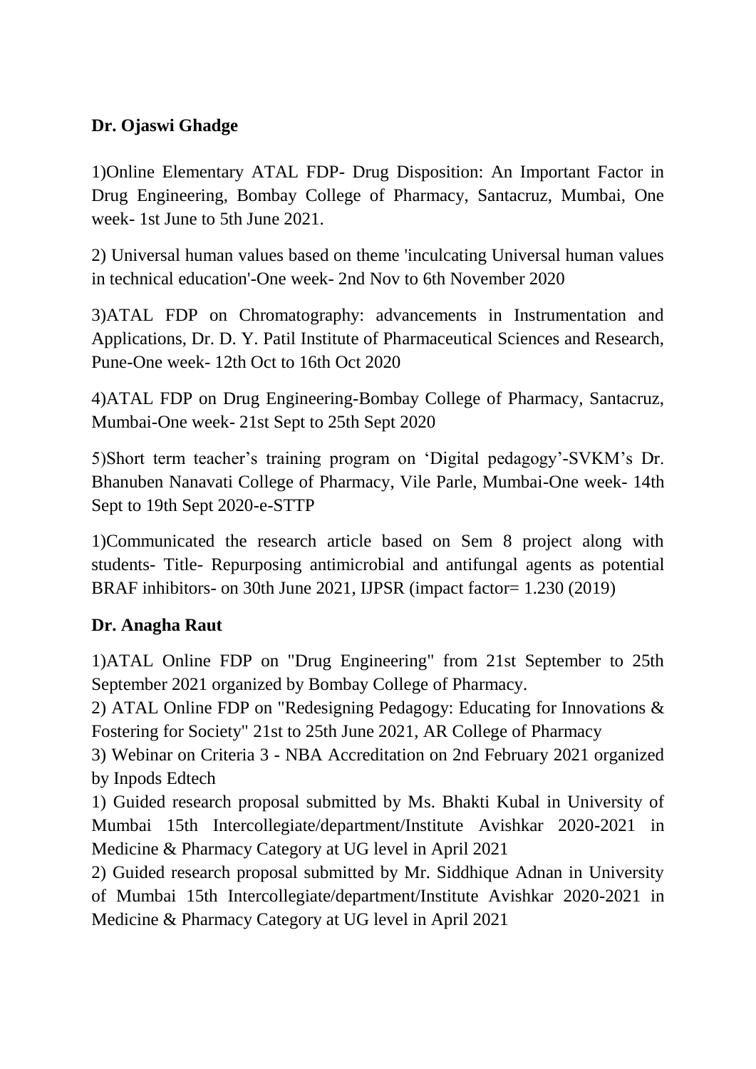**Dr. Ojaswi Ghadge**

1)Online Elementary ATAL FDP- Drug Disposition: An Important Factor in Drug Engineering, Bombay College of Pharmacy, Santacruz, Mumbai, One week- 1st June to 5th June 2021.

2) Universal human values based on theme 'inculcating Universal human values in technical education'-One week- 2nd Nov to 6th November 2020

3)ATAL FDP on Chromatography: advancements in Instrumentation and Applications, Dr. D. Y. Patil Institute of Pharmaceutical Sciences and Research, Pune-One week- 12th Oct to 16th Oct 2020

4)ATAL FDP on Drug Engineering-Bombay College of Pharmacy, Santacruz, Mumbai-One week- 21st Sept to 25th Sept 2020

5)Short term teacher's training program on 'Digital pedagogy'-SVKM's Dr. Bhanuben Nanavati College of Pharmacy, Vile Parle, Mumbai-One week- 14th Sept to 19th Sept 2020-e-STTP

1)Communicated the research article based on Sem 8 project along with students- Title- Repurposing antimicrobial and antifungal agents as potential BRAF inhibitors- on 30th June 2021, IJPSR (impact factor= 1.230 (2019)

**Dr. Anagha Raut**

1)ATAL Online FDP on "Drug Engineering" from 21st September to 25th September 2021 organized by Bombay College of Pharmacy.
2) ATAL Online FDP on "Redesigning Pedagogy: Educating for Innovations & Fostering for Society" 21st to 25th June 2021, AR College of Pharmacy
3) Webinar on Criteria 3 - NBA Accreditation on 2nd February 2021 organized by Inpods Edtech
1) Guided research proposal submitted by Ms. Bhakti Kubal in University of Mumbai 15th Intercollegiate/department/Institute Avishkar 2020-2021 in Medicine & Pharmacy Category at UG level in April 2021
2) Guided research proposal submitted by Mr. Siddhique Adnan in University of Mumbai 15th Intercollegiate/department/Institute Avishkar 2020-2021 in Medicine & Pharmacy Category at UG level in April 2021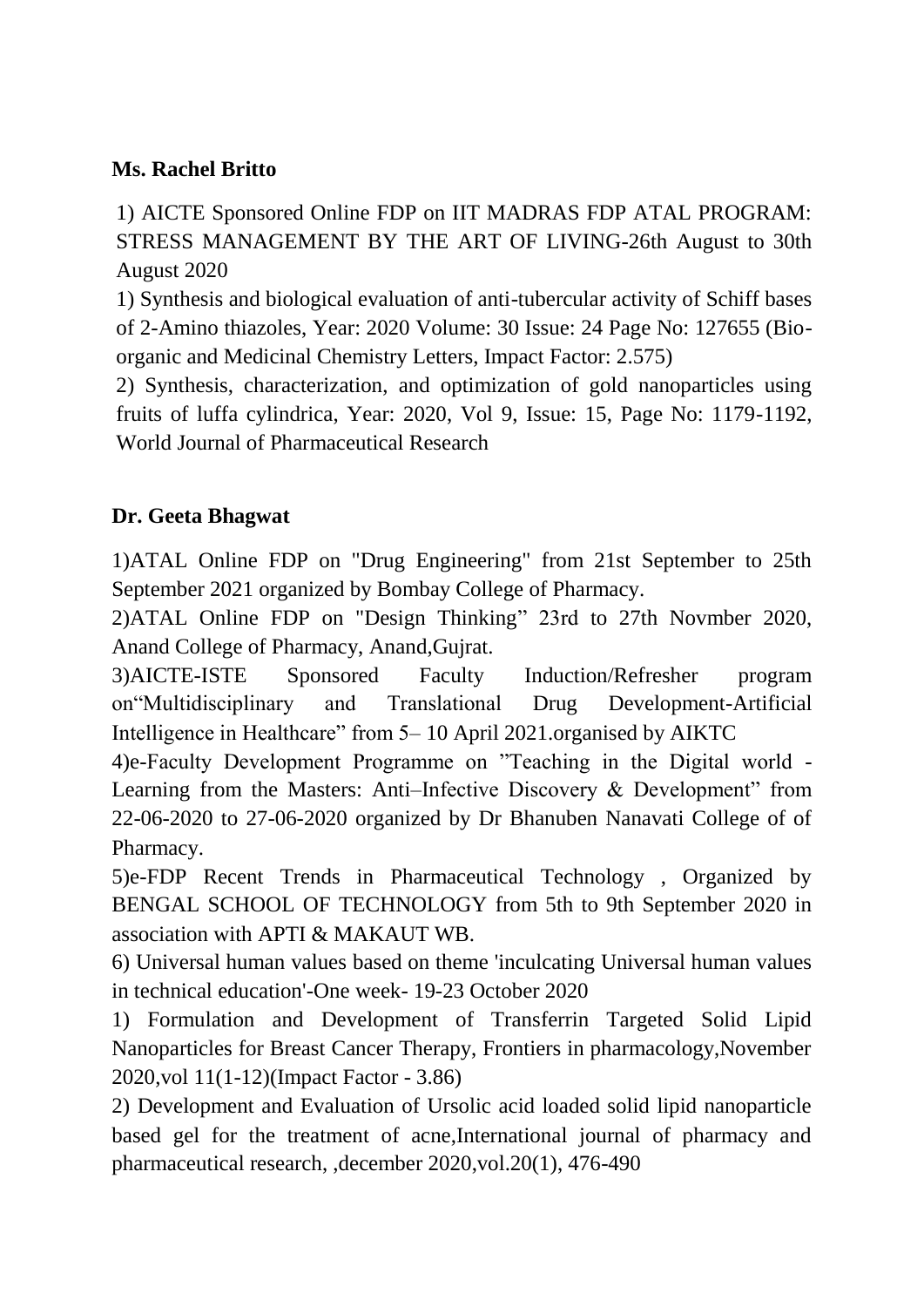**Ms. Rachel Britto**

1) AICTE Sponsored Online FDP on IIT MADRAS FDP ATAL PROGRAM: STRESS MANAGEMENT BY THE ART OF LIVING-26th August to 30th August 2020

1) Synthesis and biological evaluation of anti-tubercular activity of Schiff bases of 2-Amino thiazoles, Year: 2020 Volume: 30 Issue: 24 Page No: 127655 (Bio-organic and Medicinal Chemistry Letters, Impact Factor: 2.575)

2) Synthesis, characterization, and optimization of gold nanoparticles using fruits of luffa cylindrica, Year: 2020, Vol 9, Issue: 15, Page No: 1179-1192, World Journal of Pharmaceutical Research

**Dr. Geeta Bhagwat**

1)ATAL Online FDP on "Drug Engineering" from 21st September to 25th September 2021 organized by Bombay College of Pharmacy.

2)ATAL Online FDP on "Design Thinking" 23rd to 27th Novmber 2020, Anand College of Pharmacy, Anand,Gujrat.

3)AICTE-ISTE Sponsored Faculty Induction/Refresher program on"Multidisciplinary and Translational Drug Development-Artificial Intelligence in Healthcare" from 5– 10 April 2021.organised by AIKTC

4)e-Faculty Development Programme on "Teaching in the Digital world - Learning from the Masters: Anti–Infective Discovery & Development" from 22-06-2020 to 27-06-2020 organized by Dr Bhanuben Nanavati College of of Pharmacy.

5)e-FDP Recent Trends in Pharmaceutical Technology , Organized by BENGAL SCHOOL OF TECHNOLOGY from 5th to 9th September 2020 in association with APTI & MAKAUT WB.

6) Universal human values based on theme 'inculcating Universal human values in technical education'-One week- 19-23 October 2020

1) Formulation and Development of Transferrin Targeted Solid Lipid Nanoparticles for Breast Cancer Therapy, Frontiers in pharmacology,November 2020,vol 11(1-12)(Impact Factor - 3.86)

2) Development and Evaluation of Ursolic acid loaded solid lipid nanoparticle based gel for the treatment of acne,International journal of pharmacy and pharmaceutical research, ,december 2020,vol.20(1), 476-490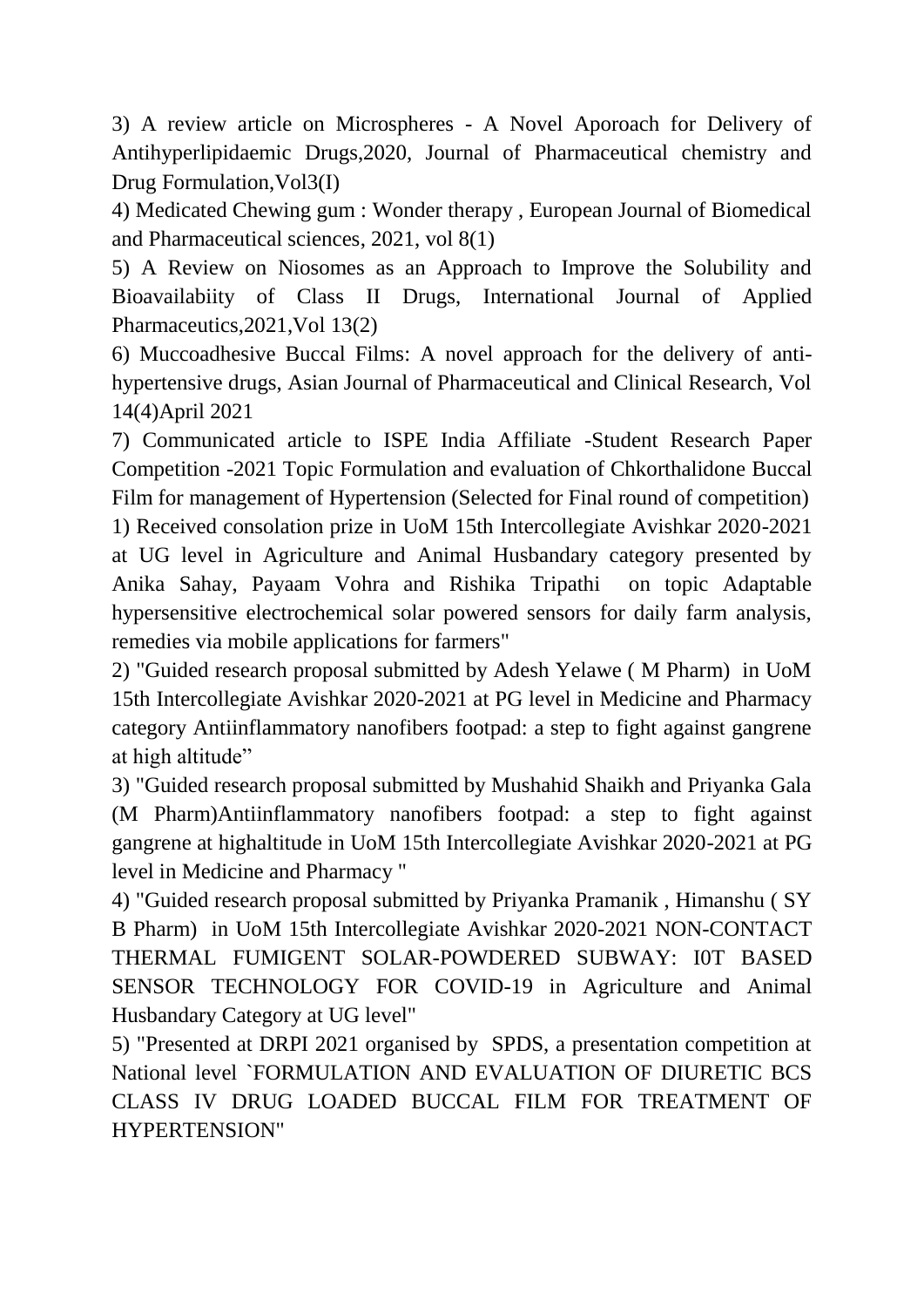3) A review article on Microspheres - A Novel Aporoach for Delivery of Antihyperlipidaemic Drugs,2020, Journal of Pharmaceutical chemistry and Drug Formulation,Vol3(I)

4) Medicated Chewing gum : Wonder therapy , European Journal of Biomedical and Pharmaceutical sciences, 2021, vol 8(1)

5) A Review on Niosomes as an Approach to Improve the Solubility and Bioavailabiity of Class II Drugs, International Journal of Applied Pharmaceutics,2021,Vol 13(2)

6) Muccoadhesive Buccal Films: A novel approach for the delivery of anti-hypertensive drugs, Asian Journal of Pharmaceutical and Clinical Research, Vol 14(4)April 2021

7) Communicated article to ISPE India Affiliate -Student Research Paper Competition -2021 Topic Formulation and evaluation of Chkorthalidone Buccal Film for management of Hypertension (Selected for Final round of competition)

1) Received consolation prize in UoM 15th Intercollegiate Avishkar 2020-2021 at UG level in Agriculture and Animal Husbandary category presented by Anika Sahay, Payaam Vohra and Rishika Tripathi on topic Adaptable hypersensitive electrochemical solar powered sensors for daily farm analysis, remedies via mobile applications for farmers"

2) "Guided research proposal submitted by Adesh Yelawe ( M Pharm) in UoM 15th Intercollegiate Avishkar 2020-2021 at PG level in Medicine and Pharmacy category Antiinflammatory nanofibers footpad: a step to fight against gangrene at high altitude"

3) "Guided research proposal submitted by Mushahid Shaikh and Priyanka Gala (M Pharm)Antiinflammatory nanofibers footpad: a step to fight against gangrene at highaltitude in UoM 15th Intercollegiate Avishkar 2020-2021 at PG level in Medicine and Pharmacy "

4) "Guided research proposal submitted by Priyanka Pramanik , Himanshu ( SY B Pharm) in UoM 15th Intercollegiate Avishkar 2020-2021 NON-CONTACT THERMAL FUMIGENT SOLAR-POWDERED SUBWAY: I0T BASED SENSOR TECHNOLOGY FOR COVID-19 in Agriculture and Animal Husbandary Category at UG level"

5) "Presented at DRPI 2021 organised by SPDS, a presentation competition at National level `FORMULATION AND EVALUATION OF DIURETIC BCS CLASS IV DRUG LOADED BUCCAL FILM FOR TREATMENT OF HYPERTENSION"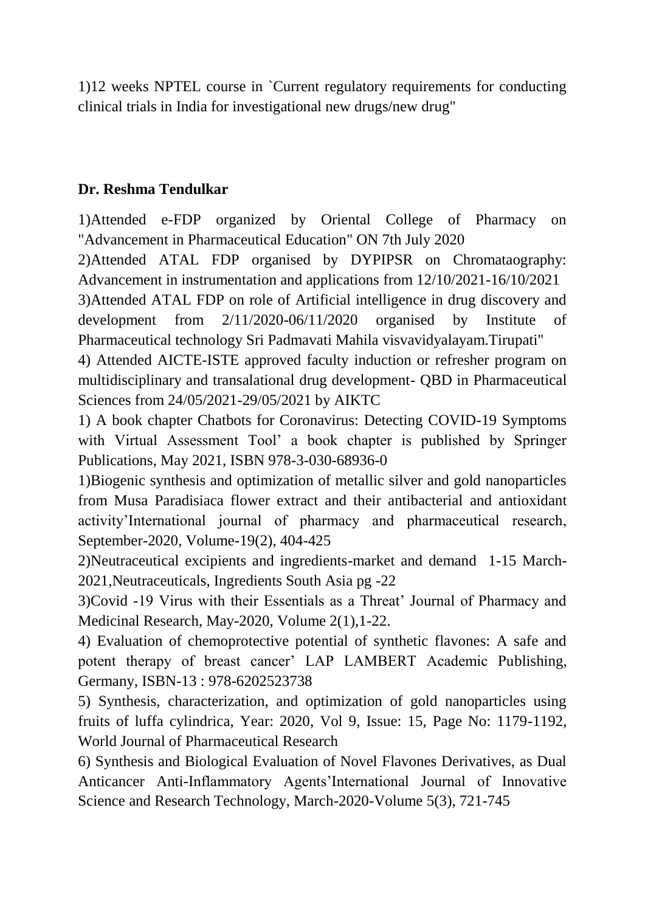1)12 weeks NPTEL course in `Current regulatory requirements for conducting clinical trials in India for investigational new drugs/new drug"

**Dr. Reshma Tendulkar**

1)Attended e-FDP organized by Oriental College of Pharmacy on "Advancement in Pharmaceutical Education" ON 7th July 2020

2)Attended ATAL FDP organised by DYPIPSR on Chromataography: Advancement in instrumentation and applications from 12/10/2021-16/10/2021

3)Attended ATAL FDP on role of Artificial intelligence in drug discovery and development from 2/11/2020-06/11/2020 organised by Institute of Pharmaceutical technology Sri Padmavati Mahila visvavidyalayam.Tirupati"

4) Attended AICTE-ISTE approved faculty induction or refresher program on multidisciplinary and transalational drug development- QBD in Pharmaceutical Sciences from 24/05/2021-29/05/2021 by AIKTC

1) A book chapter Chatbots for Coronavirus: Detecting COVID-19 Symptoms with Virtual Assessment Tool' a book chapter is published by Springer Publications, May 2021, ISBN 978-3-030-68936-0

1)Biogenic synthesis and optimization of metallic silver and gold nanoparticles from Musa Paradisiaca flower extract and their antibacterial and antioxidant activity'International journal of pharmacy and pharmaceutical research, September-2020, Volume-19(2), 404-425

2)Neutraceutical excipients and ingredients-market and demand 1-15 March-2021,Neutraceuticals, Ingredients South Asia pg -22

3)Covid -19 Virus with their Essentials as a Threat' Journal of Pharmacy and Medicinal Research, May-2020, Volume 2(1),1-22.

4) Evaluation of chemoprotective potential of synthetic flavones: A safe and potent therapy of breast cancer' LAP LAMBERT Academic Publishing, Germany, ISBN-13 : 978-6202523738

5) Synthesis, characterization, and optimization of gold nanoparticles using fruits of luffa cylindrica, Year: 2020, Vol 9, Issue: 15, Page No: 1179-1192, World Journal of Pharmaceutical Research

6) Synthesis and Biological Evaluation of Novel Flavones Derivatives, as Dual Anticancer Anti-Inflammatory Agents'International Journal of Innovative Science and Research Technology, March-2020-Volume 5(3), 721-745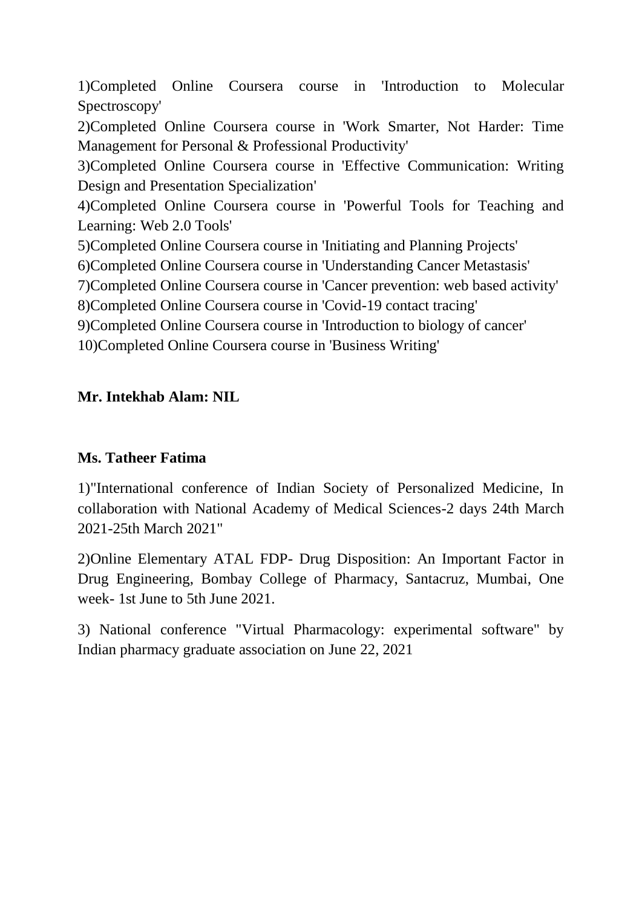1)Completed Online Coursera course in 'Introduction to Molecular Spectroscopy'

2)Completed Online Coursera course in 'Work Smarter, Not Harder: Time Management for Personal & Professional Productivity'

3)Completed Online Coursera course in 'Effective Communication: Writing Design and Presentation Specialization'

4)Completed Online Coursera course in 'Powerful Tools for Teaching and Learning: Web 2.0 Tools'

5)Completed Online Coursera course in 'Initiating and Planning Projects'

6)Completed Online Coursera course in 'Understanding Cancer Metastasis'

7)Completed Online Coursera course in 'Cancer prevention: web based activity'

8)Completed Online Coursera course in 'Covid-19 contact tracing'

9)Completed Online Coursera course in 'Introduction to biology of cancer'

10)Completed Online Coursera course in 'Business Writing'

**Mr. Intekhab Alam: NIL**

**Ms. Tatheer Fatima**

1)"International conference of Indian Society of Personalized Medicine, In collaboration with National Academy of Medical Sciences-2 days 24th March 2021-25th March 2021"

2)Online Elementary ATAL FDP- Drug Disposition: An Important Factor in Drug Engineering, Bombay College of Pharmacy, Santacruz, Mumbai, One week- 1st June to 5th June 2021.

3) National conference "Virtual Pharmacology: experimental software" by Indian pharmacy graduate association on June 22, 2021